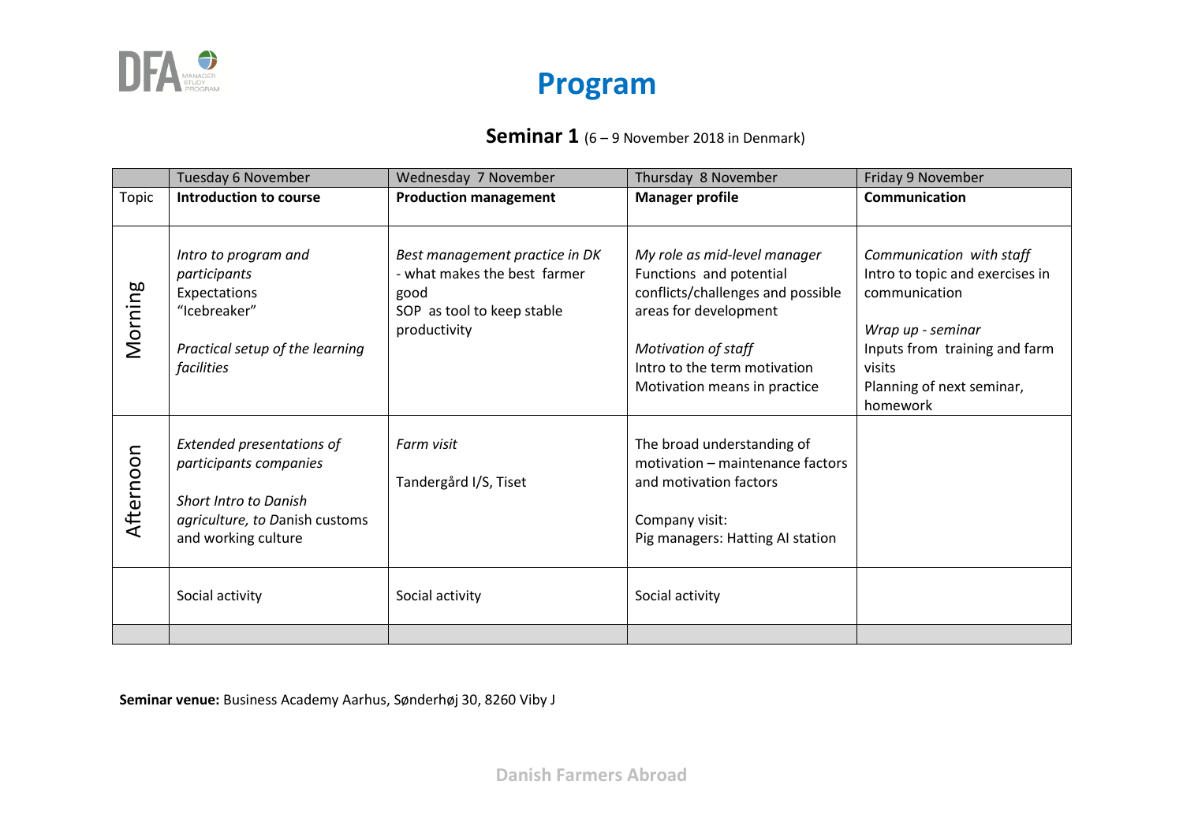# Program

## **Seminar 1** (6 – 9 November 2018 in Denmark)

| | Tuesday 6 November | Wednesday 7 November | Thursday 8 November | Friday 9 November |
|---|---|---|---|---|
| Topic | **Introduction to course** | **Production management** | **Manager profile** | **Communication** |
| Morning | *Intro to program and participants*<br>Expectations<br>"Icebreaker"<br><br>*Practical setup of the learning facilities* | *Best management practice in DK*<br>- what makes the best farmer good<br>SOP as tool to keep stable productivity | *My role as mid-level manager*<br>Functions and potential conflicts/challenges and possible areas for development<br><br>*Motivation of staff*<br>Intro to the term motivation<br>Motivation means in practice | *Communication with staff*<br>Intro to topic and exercises in communication<br><br>*Wrap up - seminar*<br>Inputs from training and farm visits<br>Planning of next seminar, homework |
| Afternoon | *Extended presentations of participants companies*<br><br>*Short Intro to Danish agriculture, to* Danish customs and working culture | *Farm visit*<br><br>Tandergård I/S, Tiset | The broad understanding of motivation – maintenance factors and motivation factors<br><br>Company visit:<br>Pig managers: Hatting AI station | |
| | Social activity | Social activity | Social activity | |
| | | | | |

**Seminar venue:** Business Academy Aarhus, Sønderhøj 30, 8260 Viby J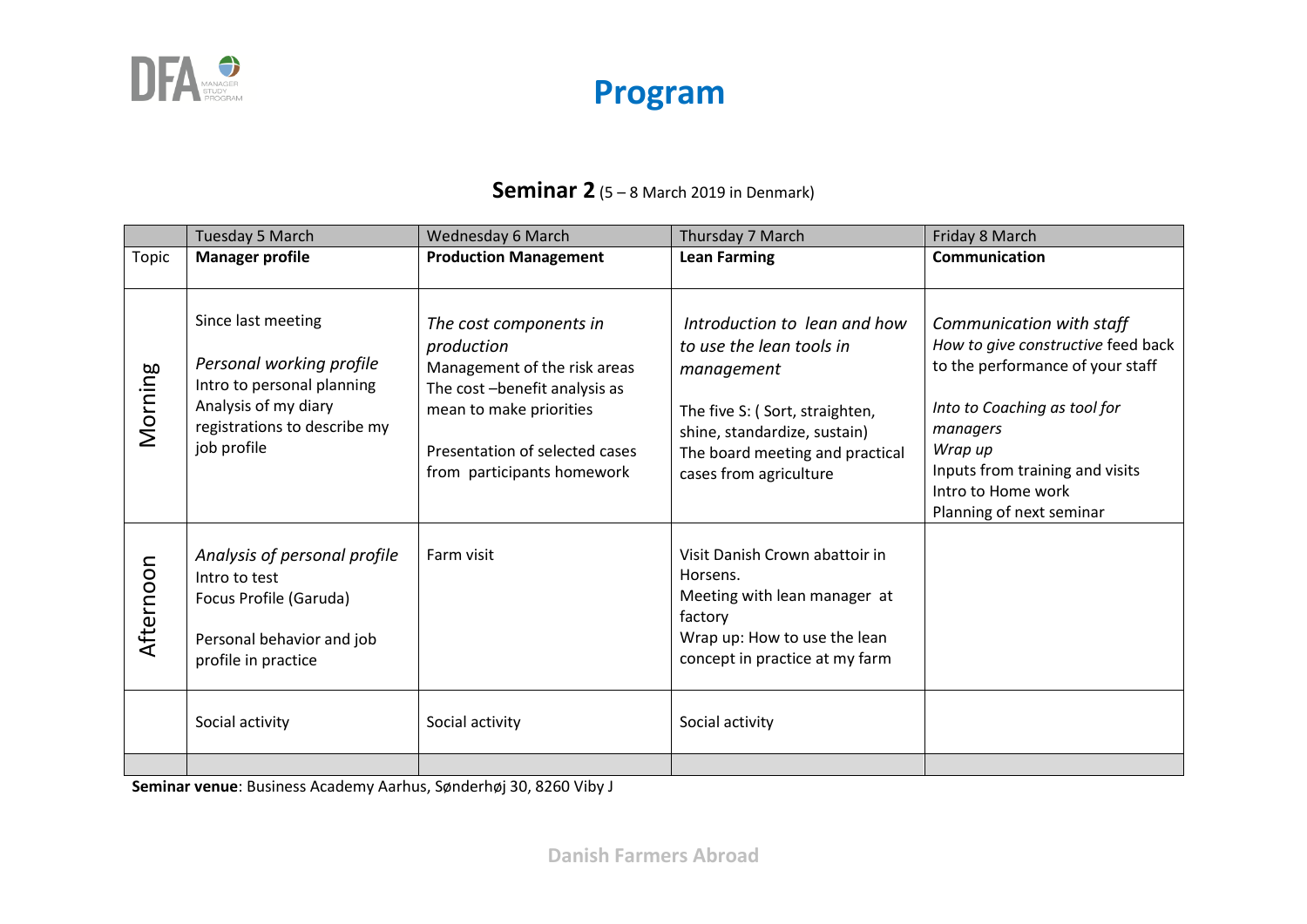# Program

## **Seminar 2** (5 – 8 March 2019 in Denmark)

| | Tuesday 5 March | Wednesday 6 March | Thursday 7 March | Friday 8 March |
|---|---|---|---|---|
| Topic | **Manager profile** | **Production Management** | **Lean Farming** | **Communication** |
| Morning | Since last meeting<br><br>*Personal working profile*<br>Intro to personal planning<br>Analysis of my diary registrations to describe my job profile | *The cost components in production*<br>Management of the risk areas<br>The cost –benefit analysis as mean to make priorities<br><br>Presentation of selected cases from participants homework | *Introduction to lean and how to use the lean tools in management*<br><br>The five S: ( Sort, straighten, shine, standardize, sustain)<br>The board meeting and practical cases from agriculture | *Communication with staff*<br>*How to give constructive* feed back to the performance of your staff<br><br>*Into to Coaching as tool for managers*<br>*Wrap up*<br>Inputs from training and visits<br>Intro to Home work<br>Planning of next seminar |
| Afternoon | *Analysis of personal profile*<br>Intro to test<br>Focus Profile (Garuda)<br><br>Personal behavior and job profile in practice | Farm visit | Visit Danish Crown abattoir in Horsens.<br>Meeting with lean manager at factory<br>Wrap up: How to use the lean concept in practice at my farm | |
| | Social activity | Social activity | Social activity | |
| | | | | |

**Seminar venue**: Business Academy Aarhus, Sønderhøj 30, 8260 Viby J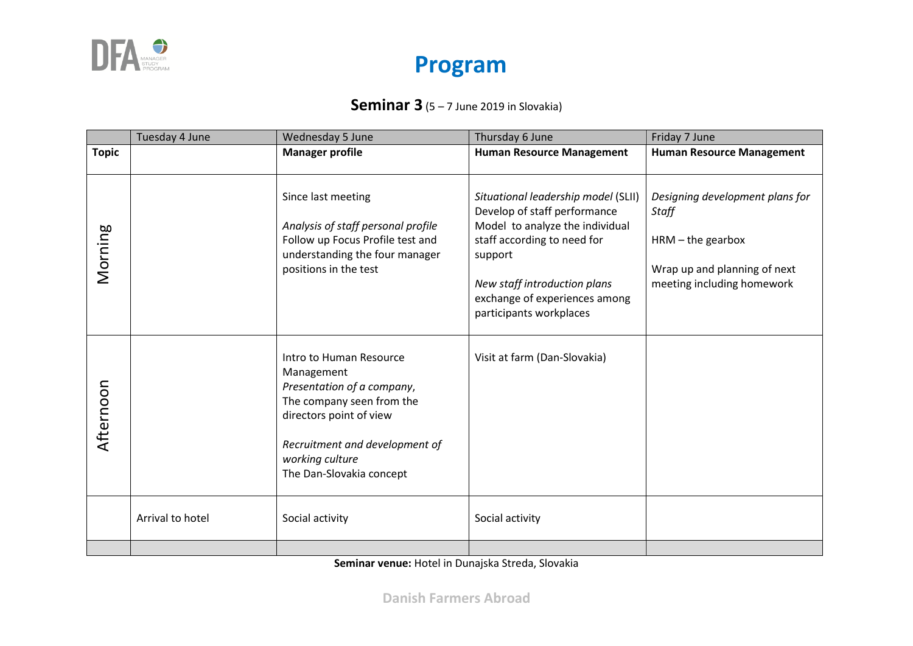# Program

**Seminar 3** (5 – 7 June 2019 in Slovakia)

| | Tuesday 4 June | Wednesday 5 June | Thursday 6 June | Friday 7 June |
|---|---|---|---|---|
| **Topic** | | **Manager profile** | **Human Resource Management** | **Human Resource Management** |
| Morning | | Since last meeting<br><br>*Analysis of staff personal profile*<br>Follow up Focus Profile test and understanding the four manager positions in the test | *Situational leadership model* (SLII)<br>Develop of staff performance Model to analyze the individual staff according to need for support<br><br>*New staff introduction plans*<br>exchange of experiences among participants workplaces | *Designing development plans for Staff*<br><br>HRM – the gearbox<br><br>Wrap up and planning of next meeting including homework |
| Afternoon | | Intro to Human Resource Management<br>*Presentation of a company*,<br>The company seen from the directors point of view<br><br>*Recruitment and development of working culture*<br>The Dan-Slovakia concept | Visit at farm (Dan-Slovakia) | |
| | Arrival to hotel | Social activity | Social activity | |
| | | | | |

**Seminar venue:** Hotel in Dunajska Streda, Slovakia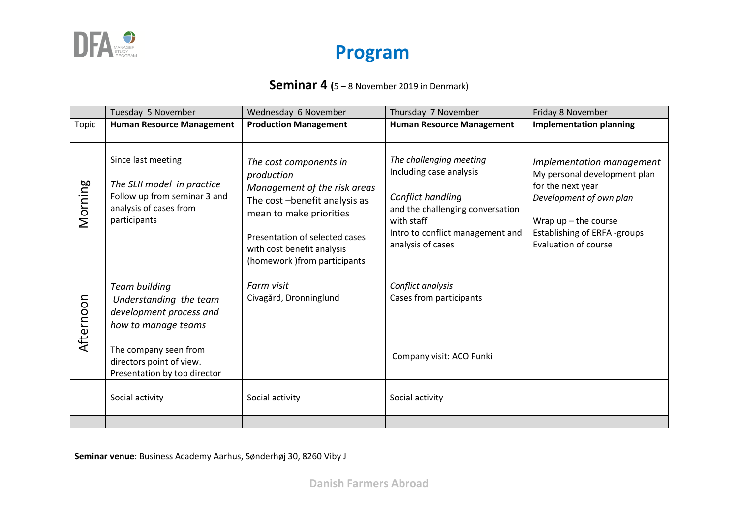# Program

## Seminar 4 (5 – 8 November 2019 in Denmark)

| | Tuesday 5 November | Wednesday 6 November | Thursday 7 November | Friday 8 November |
|---|---|---|---|---|
| Topic | **Human Resource Management** | **Production Management** | **Human Resource Management** | **Implementation planning** |
| Morning | Since last meeting<br><br>*The SLII model in practice*<br>Follow up from seminar 3 and analysis of cases from participants | *The cost components in production*<br>*Management of the risk areas*<br>The cost –benefit analysis as mean to make priorities<br><br>Presentation of selected cases with cost benefit analysis (homework )from participants | *The challenging meeting*<br>Including case analysis<br><br>*Conflict handling*<br>and the challenging conversation with staff<br>Intro to conflict management and analysis of cases | *Implementation management*<br>My personal development plan for the next year<br>*Development of own plan*<br><br>Wrap up – the course<br>Establishing of ERFA -groups<br>Evaluation of course |
| Afternoon | *Team building*<br>*Understanding the team development process and how to manage teams*<br><br>The company seen from directors point of view.<br>Presentation by top director | *Farm visit*<br>Civagård, Dronninglund | *Conflict analysis*<br>Cases from participants<br><br>Company visit: ACO Funki | |
| | Social activity | Social activity | Social activity | |
| | | | | |

**Seminar venue**: Business Academy Aarhus, Sønderhøj 30, 8260 Viby J